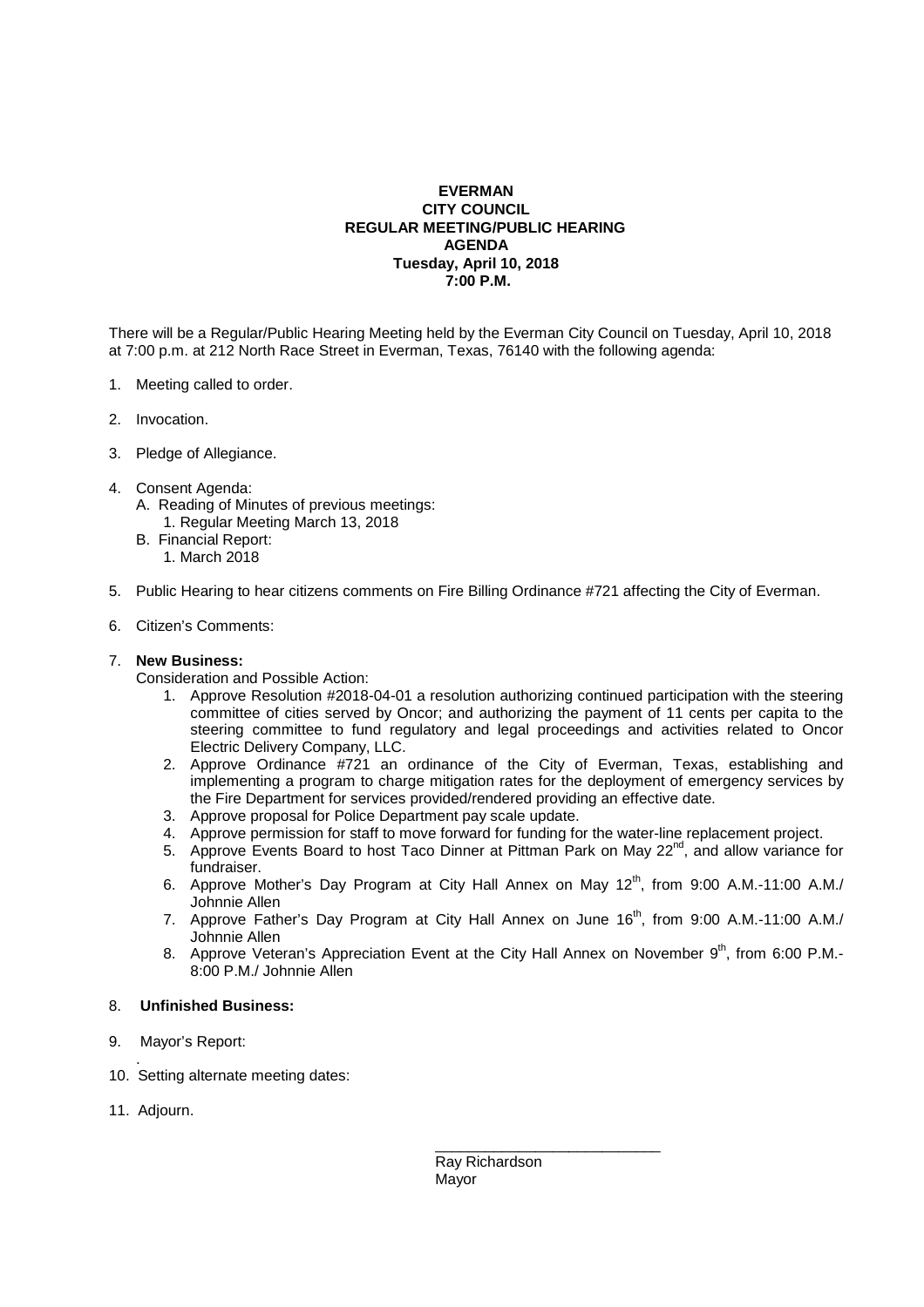# EVERMAN
## CITY COUNCIL
## REGULAR MEETING/PUBLIC HEARING
## AGENDA
**Tuesday, April 10, 2018**
**7:00 P.M.**

There will be a Regular/Public Hearing Meeting held by the Everman City Council on Tuesday, April 10, 2018 at 7:00 p.m. at 212 North Race Street in Everman, Texas, 76140 with the following agenda:

1. Meeting called to order.
2. Invocation.
3. Pledge of Allegiance.
4. Consent Agenda:
   A. Reading of Minutes of previous meetings:
      1. Regular Meeting March 13, 2018
   B. Financial Report:
      1. March 2018
5. Public Hearing to hear citizens comments on Fire Billing Ordinance #721 affecting the City of Everman.
6. Citizen's Comments:
7. **New Business:**
   Consideration and Possible Action:
   1. Approve Resolution #2018-04-01 a resolution authorizing continued participation with the steering committee of cities served by Oncor; and authorizing the payment of 11 cents per capita to the steering committee to fund regulatory and legal proceedings and activities related to Oncor Electric Delivery Company, LLC.
   2. Approve Ordinance #721 an ordinance of the City of Everman, Texas, establishing and implementing a program to charge mitigation rates for the deployment of emergency services by the Fire Department for services provided/rendered providing an effective date.
   3. Approve proposal for Police Department pay scale update.
   4. Approve permission for staff to move forward for funding for the water-line replacement project.
   5. Approve Events Board to host Taco Dinner at Pittman Park on May 22nd, and allow variance for fundraiser.
   6. Approve Mother's Day Program at City Hall Annex on May 12th, from 9:00 A.M.-11:00 A.M./ Johnnie Allen
   7. Approve Father's Day Program at City Hall Annex on June 16th, from 9:00 A.M.-11:00 A.M./ Johnnie Allen
   8. Approve Veteran's Appreciation Event at the City Hall Annex on November 9th, from 6:00 P.M.-8:00 P.M./ Johnnie Allen
8. **Unfinished Business:**
9. Mayor's Report:
10. Setting alternate meeting dates:
11. Adjourn.

\_\_\_\_\_\_\_\_\_\_\_\_\_\_\_\_\_\_\_\_\_\_\_\_\_\_\_\_
Ray Richardson
Mayor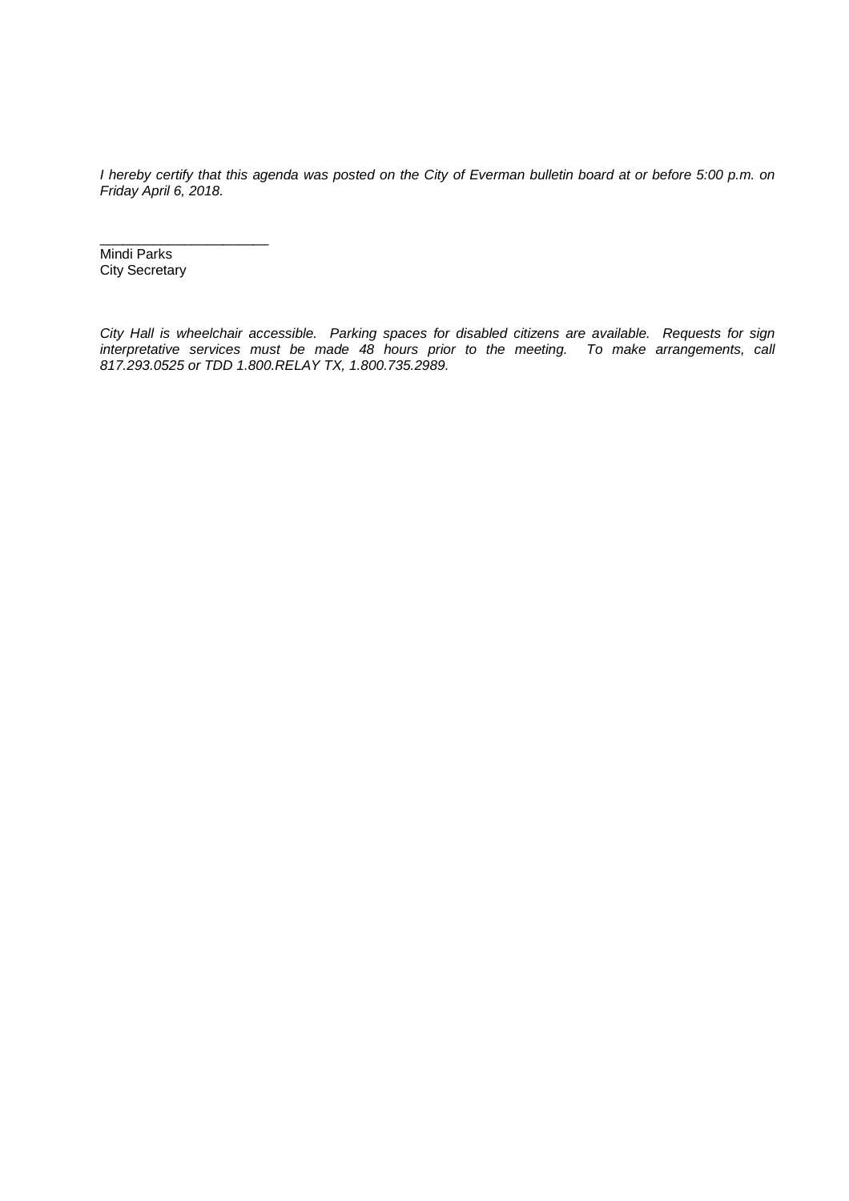*I hereby certify that this agenda was posted on the City of Everman bulletin board at or before 5:00 p.m. on Friday April 6, 2018.*

______________________
Mindi Parks
City Secretary

*City Hall is wheelchair accessible. Parking spaces for disabled citizens are available. Requests for sign interpretative services must be made 48 hours prior to the meeting. To make arrangements, call 817.293.0525 or TDD 1.800.RELAY TX, 1.800.735.2989.*